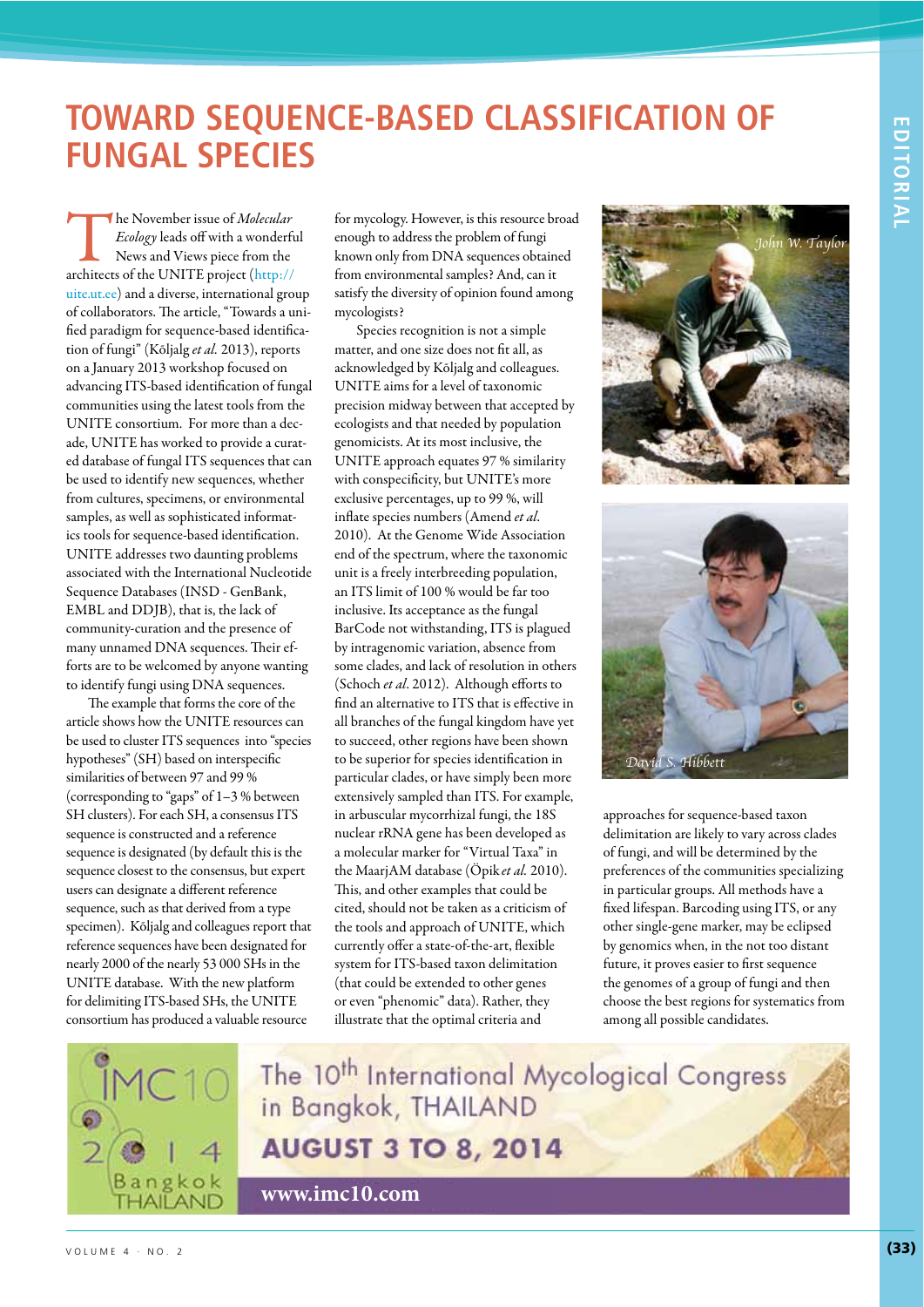# TOWARD SEQUENCE-BASED CLASSIFICATION OF FUNGAL SPECIES

The November issue of *Molecular Ecology* leads off with a wonderful News and Views piece from the architects of the UNITE project (http://uite.ut.ee) and a diverse, international group of collaborators. The article, "Towards a unified paradigm for sequence-based identification of fungi" (Kõljalg *et al.* 2013), reports on a January 2013 workshop focused on advancing ITS-based identification of fungal communities using the latest tools from the UNITE consortium. For more than a decade, UNITE has worked to provide a curated database of fungal ITS sequences that can be used to identify new sequences, whether from cultures, specimens, or environmental samples, as well as sophisticated informatics tools for sequence-based identification. UNITE addresses two daunting problems associated with the International Nucleotide Sequence Databases (INSD - GenBank, EMBL and DDJB), that is, the lack of community-curation and the presence of many unnamed DNA sequences. Their efforts are to be welcomed by anyone wanting to identify fungi using DNA sequences.

The example that forms the core of the article shows how the UNITE resources can be used to cluster ITS sequences into "species hypotheses" (SH) based on interspecific similarities of between 97 and 99 % (corresponding to "gaps" of 1–3 % between SH clusters). For each SH, a consensus ITS sequence is constructed and a reference sequence is designated (by default this is the sequence closest to the consensus, but expert users can designate a different reference sequence, such as that derived from a type specimen). Kõljalg and colleagues report that reference sequences have been designated for nearly 2000 of the nearly 53 000 SHs in the UNITE database. With the new platform for delimiting ITS-based SHs, the UNITE consortium has produced a valuable resource for mycology. However, is this resource broad enough to address the problem of fungi known only from DNA sequences obtained from environmental samples? And, can it satisfy the diversity of opinion found among mycologists?

Species recognition is not a simple matter, and one size does not fit all, as acknowledged by Kõljalg and colleagues. UNITE aims for a level of taxonomic precision midway between that accepted by ecologists and that needed by population genomicists. At its most inclusive, the UNITE approach equates 97 % similarity with conspecificity, but UNITE's more exclusive percentages, up to 99 %, will inflate species numbers (Amend *et al.* 2010). At the Genome Wide Association end of the spectrum, where the taxonomic unit is a freely interbreeding population, an ITS limit of 100 % would be far too inclusive. Its acceptance as the fungal BarCode not withstanding, ITS is plagued by intragenomic variation, absence from some clades, and lack of resolution in others (Schoch *et al*. 2012). Although efforts to find an alternative to ITS that is effective in all branches of the fungal kingdom have yet to succeed, other regions have been shown to be superior for species identification in particular clades, or have simply been more extensively sampled than ITS. For example, in arbuscular mycorrhizal fungi, the 18S nuclear rRNA gene has been developed as a molecular marker for "Virtual Taxa" in the MaarjAM database (Öpik *et al.* 2010). This, and other examples that could be cited, should not be taken as a criticism of the tools and approach of UNITE, which currently offer a state-of-the-art, flexible system for ITS-based taxon delimitation (that could be extended to other genes or even "phenomic" data). Rather, they illustrate that the optimal criteria and approaches for sequence-based taxon delimitation are likely to vary across clades of fungi, and will be determined by the preferences of the communities specializing in particular groups. All methods have a fixed lifespan. Barcoding using ITS, or any other single-gene marker, may be eclipsed by genomics when, in the not too distant future, it proves easier to first sequence the genomes of a group of fungi and then choose the best regions for systematics from among all possible candidates.

*John W. Taylor*

*David S. Hibbett*

The 10th International Mycological Congress in Bangkok, THAILAND
**AUGUST 3 TO 8, 2014**
**www.imc10.com**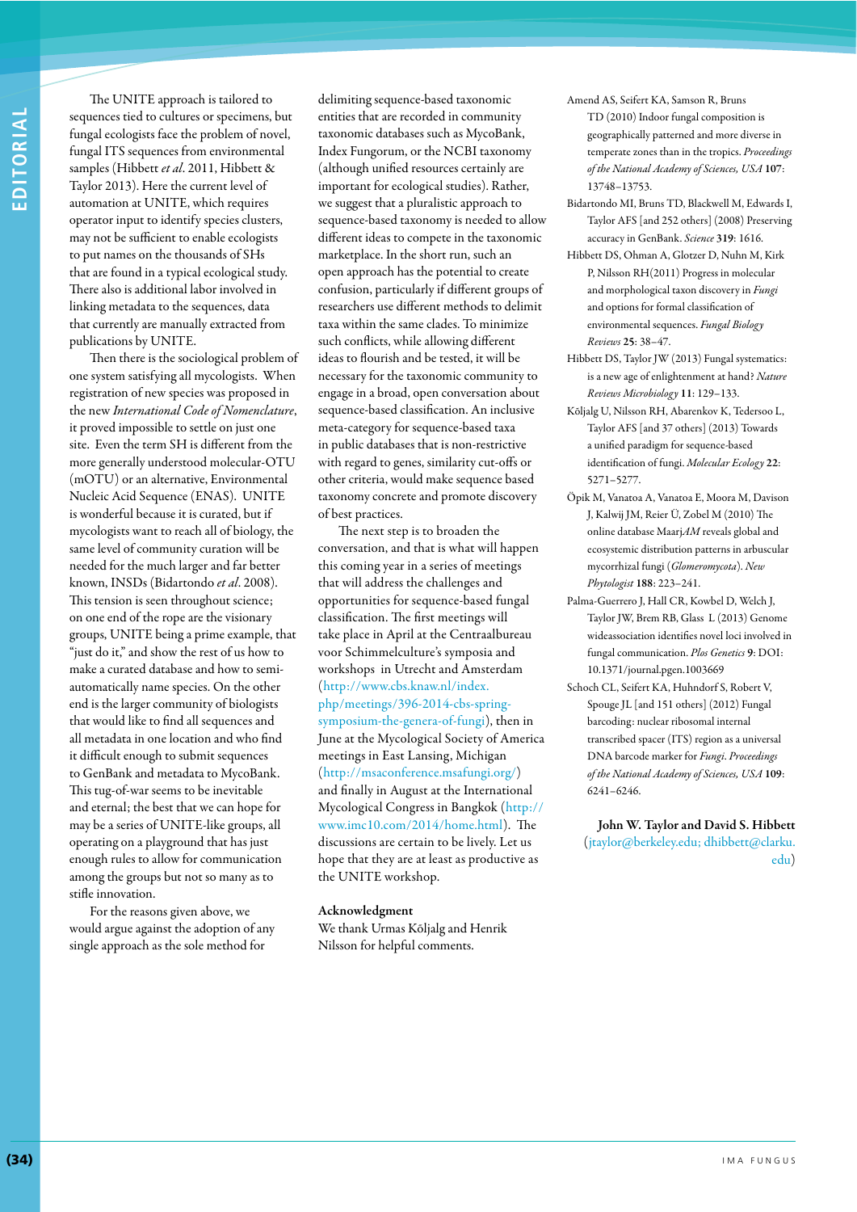The UNITE approach is tailored to sequences tied to cultures or specimens, but fungal ecologists face the problem of novel, fungal ITS sequences from environmental samples (Hibbett *et al*. 2011, Hibbett & Taylor 2013). Here the current level of automation at UNITE, which requires operator input to identify species clusters, may not be sufficient to enable ecologists to put names on the thousands of SHs that are found in a typical ecological study. There also is additional labor involved in linking metadata to the sequences, data that currently are manually extracted from publications by UNITE.

Then there is the sociological problem of one system satisfying all mycologists. When registration of new species was proposed in the new *International Code of Nomenclature*, it proved impossible to settle on just one site. Even the term SH is different from the more generally understood molecular-OTU (mOTU) or an alternative, Environmental Nucleic Acid Sequence (ENAS). UNITE is wonderful because it is curated, but if mycologists want to reach all of biology, the same level of community curation will be needed for the much larger and far better known, INSDs (Bidartondo *et al*. 2008). This tension is seen throughout science; on one end of the rope are the visionary groups, UNITE being a prime example, that "just do it," and show the rest of us how to make a curated database and how to semi-automatically name species. On the other end is the larger community of biologists that would like to find all sequences and all metadata in one location and who find it difficult enough to submit sequences to GenBank and metadata to MycoBank. This tug-of-war seems to be inevitable and eternal; the best that we can hope for may be a series of UNITE-like groups, all operating on a playground that has just enough rules to allow for communication among the groups but not so many as to stifle innovation.

For the reasons given above, we would argue against the adoption of any single approach as the sole method for delimiting sequence-based taxonomic entities that are recorded in community taxonomic databases such as MycoBank, Index Fungorum, or the NCBI taxonomy (although unified resources certainly are important for ecological studies). Rather, we suggest that a pluralistic approach to sequence-based taxonomy is needed to allow different ideas to compete in the taxonomic marketplace. In the short run, such an open approach has the potential to create confusion, particularly if different groups of researchers use different methods to delimit taxa within the same clades. To minimize such conflicts, while allowing different ideas to flourish and be tested, it will be necessary for the taxonomic community to engage in a broad, open conversation about sequence-based classification. An inclusive meta-category for sequence-based taxa in public databases that is non-restrictive with regard to genes, similarity cut-offs or other criteria, would make sequence based taxonomy concrete and promote discovery of best practices.

The next step is to broaden the conversation, and that is what will happen this coming year in a series of meetings that will address the challenges and opportunities for sequence-based fungal classification. The first meetings will take place in April at the Centraalbureau voor Schimmelculture's symposia and workshops in Utrecht and Amsterdam (http://www.cbs.knaw.nl/index.php/meetings/396-2014-cbs-spring-symposium-the-genera-of-fungi), then in June at the Mycological Society of America meetings in East Lansing, Michigan (http://msaconference.msafungi.org/) and finally in August at the International Mycological Congress in Bangkok (http://www.imc10.com/2014/home.html). The discussions are certain to be lively. Let us hope that they are at least as productive as the UNITE workshop.

**Acknowledgment**

We thank Urmas Kõljalg and Henrik Nilsson for helpful comments.

Amend AS, Seifert KA, Samson R, Bruns TD (2010) Indoor fungal composition is geographically patterned and more diverse in temperate zones than in the tropics. *Proceedings of the National Academy of Sciences, USA* **107**: 13748–13753.

Bidartondo MI, Bruns TD, Blackwell M, Edwards I, Taylor AFS [and 252 others] (2008) Preserving accuracy in GenBank. *Science* **319**: 1616.

Hibbett DS, Ohman A, Glotzer D, Nuhn M, Kirk P, Nilsson RH(2011) Progress in molecular and morphological taxon discovery in *Fungi* and options for formal classification of environmental sequences. *Fungal Biology Reviews* **25**: 38–47.

Hibbett DS, Taylor JW (2013) Fungal systematics: is a new age of enlightenment at hand? *Nature Reviews Microbiology* **11**: 129–133.

Kõljalg U, Nilsson RH, Abarenkov K, Tedersoo L, Taylor AFS [and 37 others] (2013) Towards a unified paradigm for sequence-based identification of fungi. *Molecular Ecology* **22**: 5271–5277.

Öpik M, Vanatoa A, Vanatoa E, Moora M, Davison J, Kalwij JM, Reier Ü, Zobel M (2010) The online database Maarj*AM* reveals global and ecosystemic distribution patterns in arbuscular mycorrhizal fungi (*Glomeromycota*). *New Phytologist* **188**: 223–241.

Palma-Guerrero J, Hall CR, Kowbel D, Welch J, Taylor JW, Brem RB, Glass L (2013) Genome wideassociation identifies novel loci involved in fungal communication. *Plos Genetics* **9**: DOI: 10.1371/journal.pgen.1003669

Schoch CL, Seifert KA, Huhndorf S, Robert V, Spouge JL [and 151 others] (2012) Fungal barcoding: nuclear ribosomal internal transcribed spacer (ITS) region as a universal DNA barcode marker for *Fungi*. *Proceedings of the National Academy of Sciences, USA* **109**: 6241–6246.

**John W. Taylor and David S. Hibbett**
(jtaylor@berkeley.edu; dhibbett@clarku.edu)